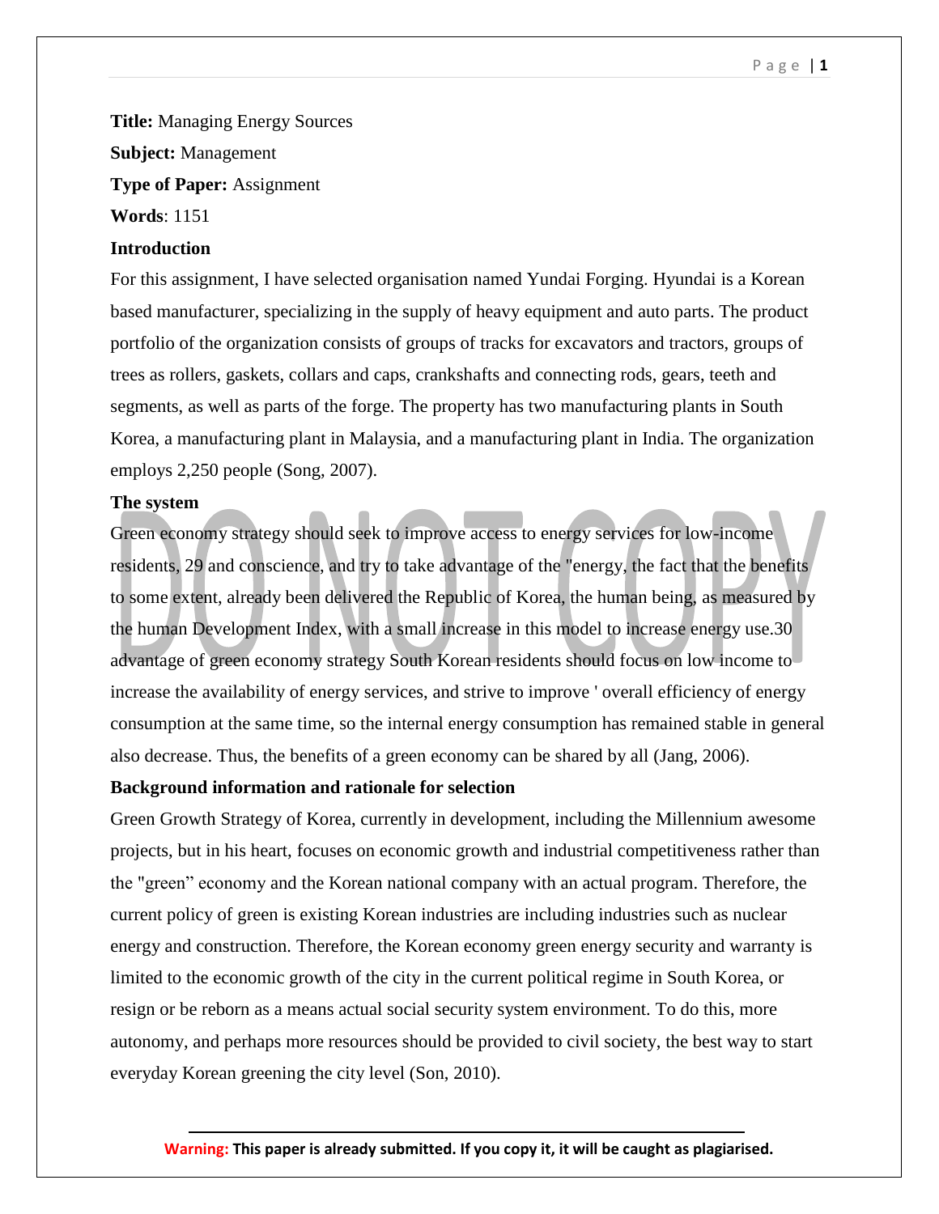**Title:** Managing Energy Sources

**Subject:** Management

**Type of Paper:** Assignment

**Words**: 1151

## Introduction

For this assignment, I have selected organisation named Yundai Forging. Hyundai is a Korean based manufacturer, specializing in the supply of heavy equipment and auto parts. The product portfolio of the organization consists of groups of tracks for excavators and tractors, groups of trees as rollers, gaskets, collars and caps, crankshafts and connecting rods, gears, teeth and segments, as well as parts of the forge. The property has two manufacturing plants in South Korea, a manufacturing plant in Malaysia, and a manufacturing plant in India. The organization employs 2,250 people (Song, 2007).

## The system

Green economy strategy should seek to improve access to energy services for low-income residents, 29 and conscience, and try to take advantage of the "energy, the fact that the benefits to some extent, already been delivered the Republic of Korea, the human being, as measured by the human Development Index, with a small increase in this model to increase energy use.30 advantage of green economy strategy South Korean residents should focus on low income to increase the availability of energy services, and strive to improve ' overall efficiency of energy consumption at the same time, so the internal energy consumption has remained stable in general also decrease. Thus, the benefits of a green economy can be shared by all (Jang, 2006).

## Background information and rationale for selection

Green Growth Strategy of Korea, currently in development, including the Millennium awesome projects, but in his heart, focuses on economic growth and industrial competitiveness rather than the "green" economy and the Korean national company with an actual program. Therefore, the current policy of green is existing Korean industries are including industries such as nuclear energy and construction. Therefore, the Korean economy green energy security and warranty is limited to the economic growth of the city in the current political regime in South Korea, or resign or be reborn as a means actual social security system environment. To do this, more autonomy, and perhaps more resources should be provided to civil society, the best way to start everyday Korean greening the city level (Son, 2010).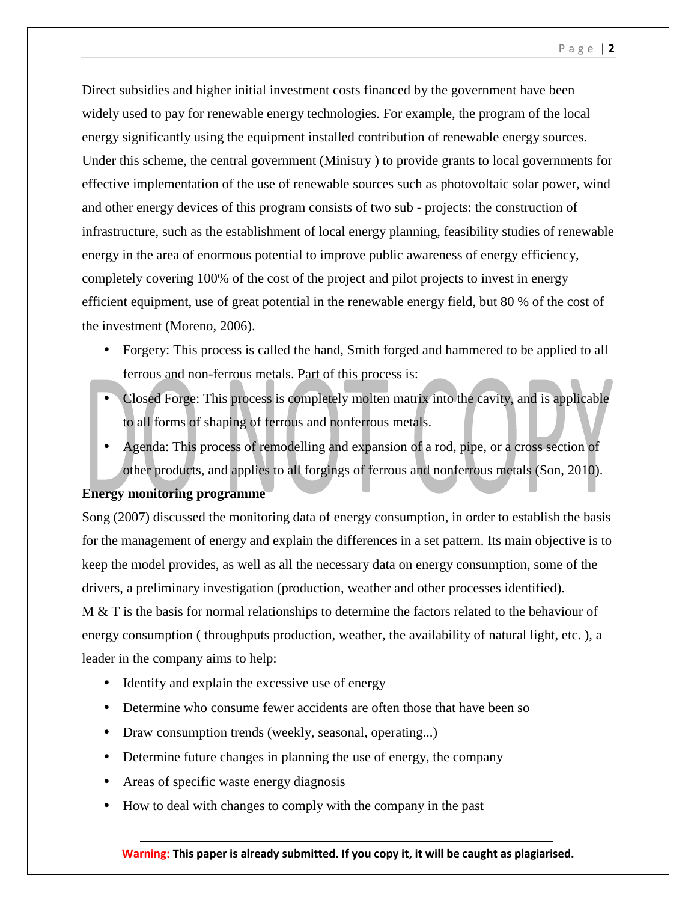Direct subsidies and higher initial investment costs financed by the government have been widely used to pay for renewable energy technologies. For example, the program of the local energy significantly using the equipment installed contribution of renewable energy sources. Under this scheme, the central government (Ministry ) to provide grants to local governments for effective implementation of the use of renewable sources such as photovoltaic solar power, wind and other energy devices of this program consists of two sub - projects: the construction of infrastructure, such as the establishment of local energy planning, feasibility studies of renewable energy in the area of enormous potential to improve public awareness of energy efficiency, completely covering 100% of the cost of the project and pilot projects to invest in energy efficient equipment, use of great potential in the renewable energy field, but 80 % of the cost of the investment (Moreno, 2006).

- Forgery: This process is called the hand, Smith forged and hammered to be applied to all ferrous and non-ferrous metals. Part of this process is:
- Closed Forge: This process is completely molten matrix into the cavity, and is applicable to all forms of shaping of ferrous and nonferrous metals.
- Agenda: This process of remodelling and expansion of a rod, pipe, or a cross section of other products, and applies to all forgings of ferrous and nonferrous metals (Son, 2010).

**Energy monitoring programme**

Song (2007) discussed the monitoring data of energy consumption, in order to establish the basis for the management of energy and explain the differences in a set pattern. Its main objective is to keep the model provides, as well as all the necessary data on energy consumption, some of the drivers, a preliminary investigation (production, weather and other processes identified).

M & T is the basis for normal relationships to determine the factors related to the behaviour of energy consumption ( throughputs production, weather, the availability of natural light, etc. ), a leader in the company aims to help:

- Identify and explain the excessive use of energy
- Determine who consume fewer accidents are often those that have been so
- Draw consumption trends (weekly, seasonal, operating...)
- Determine future changes in planning the use of energy, the company
- Areas of specific waste energy diagnosis
- How to deal with changes to comply with the company in the past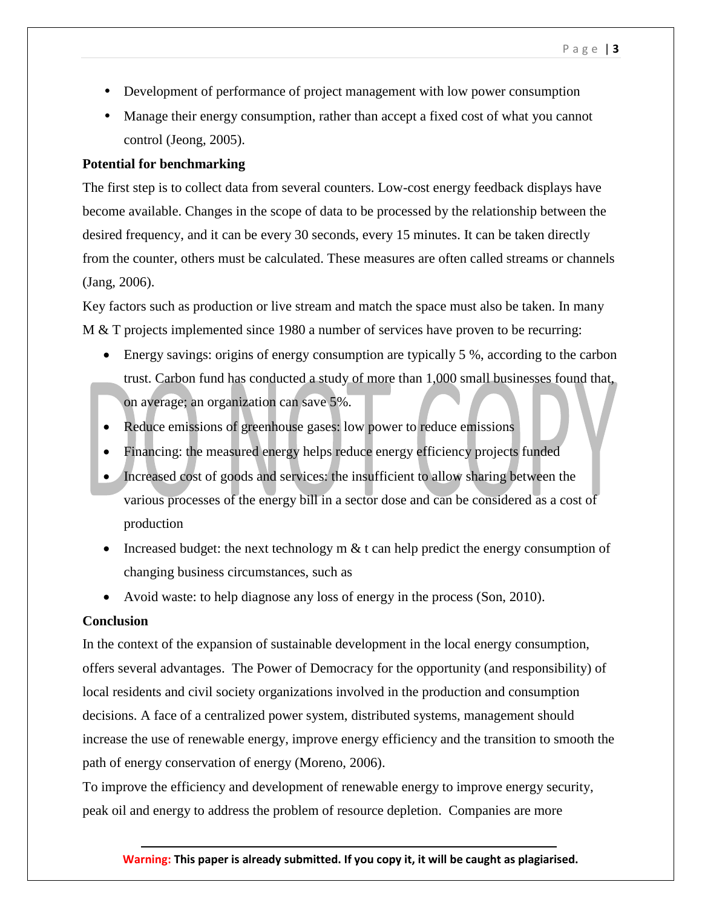- Development of performance of project management with low power consumption
- Manage their energy consumption, rather than accept a fixed cost of what you cannot control (Jeong, 2005).

**Potential for benchmarking**

The first step is to collect data from several counters. Low-cost energy feedback displays have become available. Changes in the scope of data to be processed by the relationship between the desired frequency, and it can be every 30 seconds, every 15 minutes. It can be taken directly from the counter, others must be calculated. These measures are often called streams or channels (Jang, 2006).

Key factors such as production or live stream and match the space must also be taken. In many M & T projects implemented since 1980 a number of services have proven to be recurring:

- Energy savings: origins of energy consumption are typically 5 %, according to the carbon trust. Carbon fund has conducted a study of more than 1,000 small businesses found that, on average; an organization can save 5%.
- Reduce emissions of greenhouse gases: low power to reduce emissions
- Financing: the measured energy helps reduce energy efficiency projects funded
- Increased cost of goods and services: the insufficient to allow sharing between the various processes of the energy bill in a sector dose and can be considered as a cost of production
- Increased budget: the next technology m & t can help predict the energy consumption of changing business circumstances, such as
- Avoid waste: to help diagnose any loss of energy in the process (Son, 2010).

**Conclusion**

In the context of the expansion of sustainable development in the local energy consumption, offers several advantages. The Power of Democracy for the opportunity (and responsibility) of local residents and civil society organizations involved in the production and consumption decisions. A face of a centralized power system, distributed systems, management should increase the use of renewable energy, improve energy efficiency and the transition to smooth the path of energy conservation of energy (Moreno, 2006).

To improve the efficiency and development of renewable energy to improve energy security, peak oil and energy to address the problem of resource depletion. Companies are more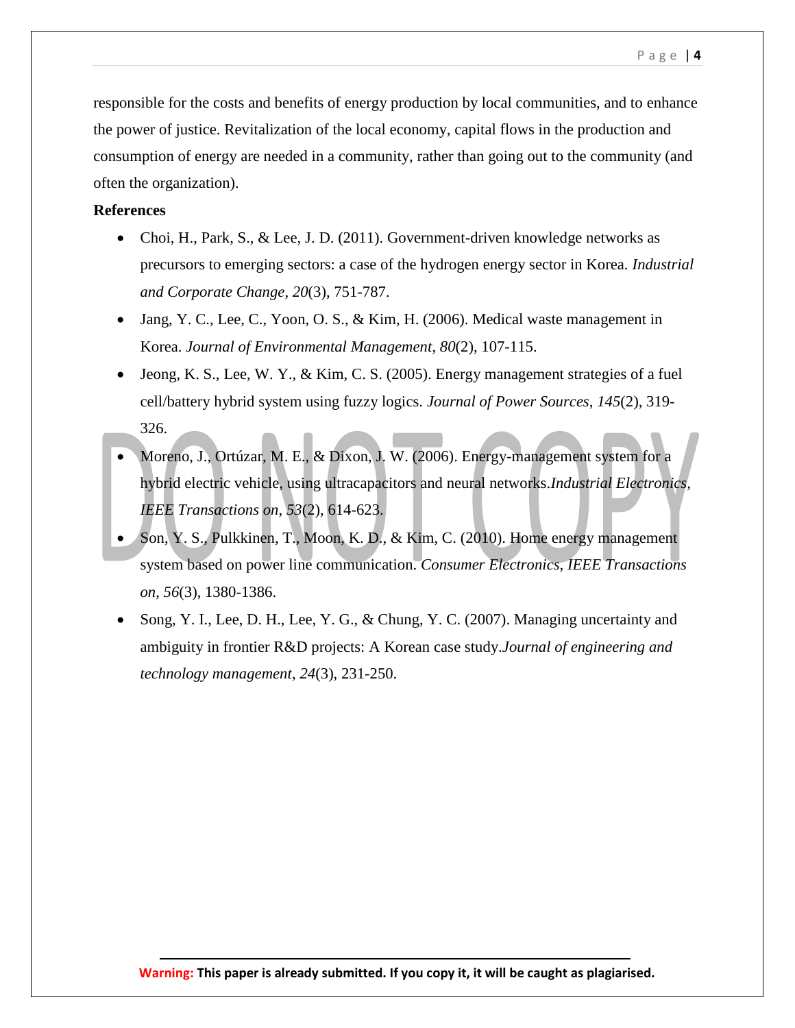responsible for the costs and benefits of energy production by local communities, and to enhance the power of justice. Revitalization of the local economy, capital flows in the production and consumption of energy are needed in a community, rather than going out to the community (and often the organization).

**References**

- Choi, H., Park, S., & Lee, J. D. (2011). Government-driven knowledge networks as precursors to emerging sectors: a case of the hydrogen energy sector in Korea. *Industrial and Corporate Change*, *20*(3), 751-787.
- Jang, Y. C., Lee, C., Yoon, O. S., & Kim, H. (2006). Medical waste management in Korea. *Journal of Environmental Management*, *80*(2), 107-115.
- Jeong, K. S., Lee, W. Y., & Kim, C. S. (2005). Energy management strategies of a fuel cell/battery hybrid system using fuzzy logics. *Journal of Power Sources*, *145*(2), 319-326.
- Moreno, J., Ortúzar, M. E., & Dixon, J. W. (2006). Energy-management system for a hybrid electric vehicle, using ultracapacitors and neural networks.*Industrial Electronics, IEEE Transactions on*, *53*(2), 614-623.
- Son, Y. S., Pulkkinen, T., Moon, K. D., & Kim, C. (2010). Home energy management system based on power line communication. *Consumer Electronics, IEEE Transactions on*, *56*(3), 1380-1386.
- Song, Y. I., Lee, D. H., Lee, Y. G., & Chung, Y. C. (2007). Managing uncertainty and ambiguity in frontier R&D projects: A Korean case study.*Journal of engineering and technology management*, *24*(3), 231-250.

**Warning:** This paper is already submitted. If you copy it, it will be caught as plagiarised.